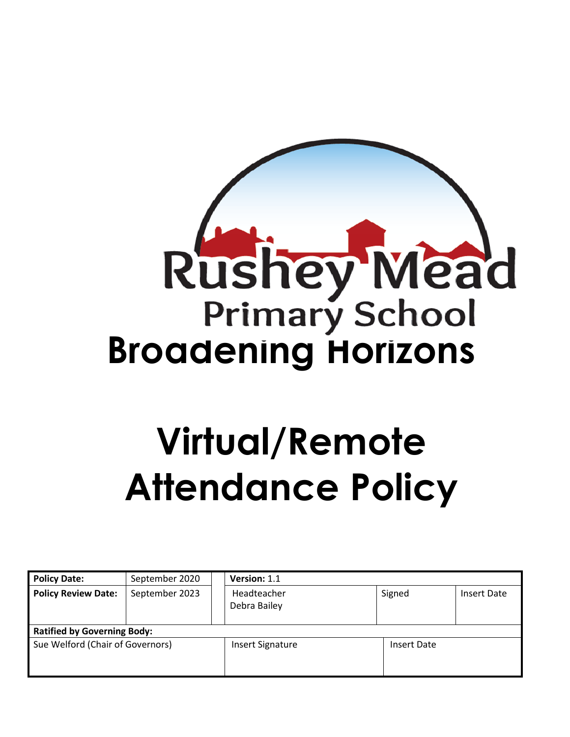Rushey Mead
Primary School
**Broadening Horizons**

# Virtual/Remote Attendance Policy

| **Policy Date:** | September 2020 | | **Version:** 1.1 | | |
|---|---|---|---|---|---|
| **Policy Review Date:** | September 2023 | | Headteacher Debra Bailey | Signed | Insert Date |
| **Ratified by Governing Body:** | | | | | |
| Sue Welford (Chair of Governors) | | | Insert Signature | Insert Date | |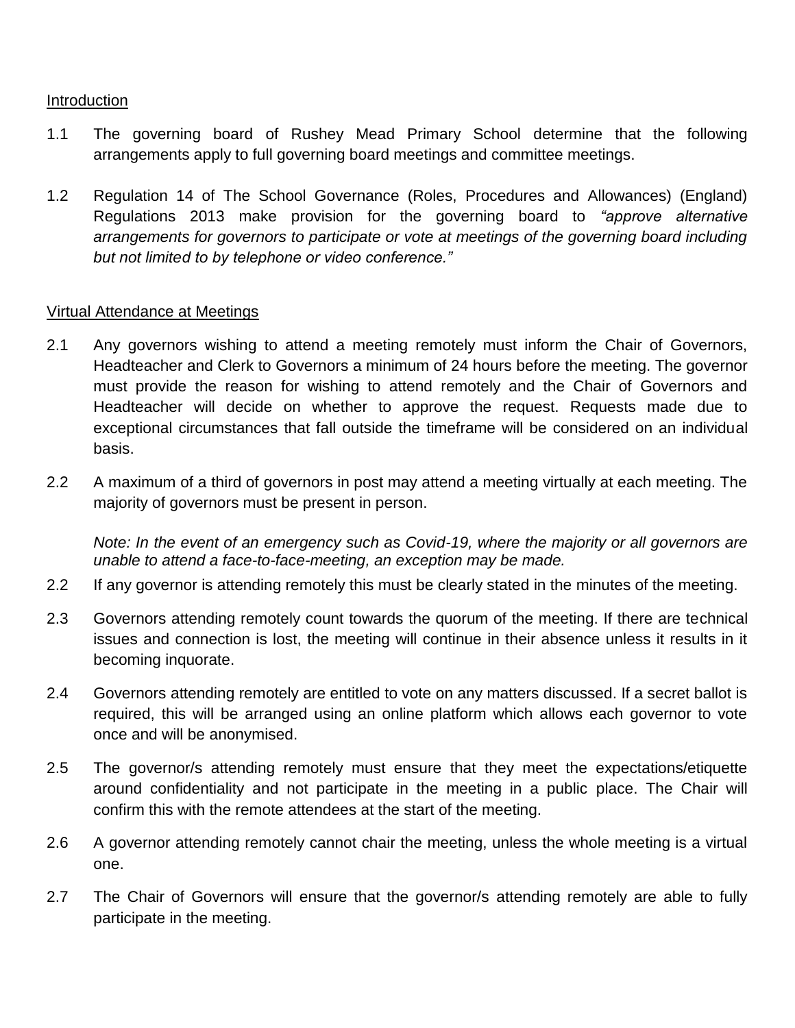## Introduction

1.1 The governing board of Rushey Mead Primary School determine that the following arrangements apply to full governing board meetings and committee meetings.

1.2 Regulation 14 of The School Governance (Roles, Procedures and Allowances) (England) Regulations 2013 make provision for the governing board to *"approve alternative arrangements for governors to participate or vote at meetings of the governing board including but not limited to by telephone or video conference."*

## Virtual Attendance at Meetings

2.1 Any governors wishing to attend a meeting remotely must inform the Chair of Governors, Headteacher and Clerk to Governors a minimum of 24 hours before the meeting. The governor must provide the reason for wishing to attend remotely and the Chair of Governors and Headteacher will decide on whether to approve the request. Requests made due to exceptional circumstances that fall outside the timeframe will be considered on an individual basis.

2.2 A maximum of a third of governors in post may attend a meeting virtually at each meeting. The majority of governors must be present in person.

*Note: In the event of an emergency such as Covid-19, where the majority or all governors are unable to attend a face-to-face-meeting, an exception may be made.*

2.2 If any governor is attending remotely this must be clearly stated in the minutes of the meeting.

2.3 Governors attending remotely count towards the quorum of the meeting. If there are technical issues and connection is lost, the meeting will continue in their absence unless it results in it becoming inquorate.

2.4 Governors attending remotely are entitled to vote on any matters discussed. If a secret ballot is required, this will be arranged using an online platform which allows each governor to vote once and will be anonymised.

2.5 The governor/s attending remotely must ensure that they meet the expectations/etiquette around confidentiality and not participate in the meeting in a public place. The Chair will confirm this with the remote attendees at the start of the meeting.

2.6 A governor attending remotely cannot chair the meeting, unless the whole meeting is a virtual one.

2.7 The Chair of Governors will ensure that the governor/s attending remotely are able to fully participate in the meeting.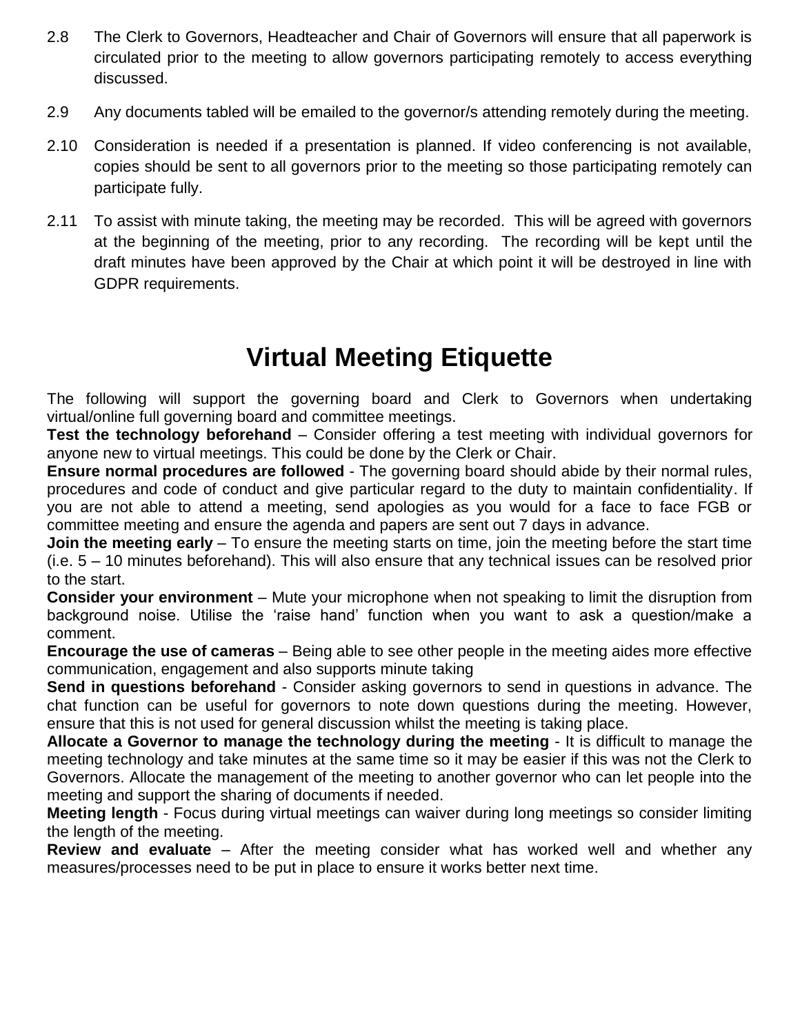2.8 The Clerk to Governors, Headteacher and Chair of Governors will ensure that all paperwork is circulated prior to the meeting to allow governors participating remotely to access everything discussed.

2.9 Any documents tabled will be emailed to the governor/s attending remotely during the meeting.

2.10 Consideration is needed if a presentation is planned. If video conferencing is not available, copies should be sent to all governors prior to the meeting so those participating remotely can participate fully.

2.11 To assist with minute taking, the meeting may be recorded. This will be agreed with governors at the beginning of the meeting, prior to any recording. The recording will be kept until the draft minutes have been approved by the Chair at which point it will be destroyed in line with GDPR requirements.

# Virtual Meeting Etiquette

The following will support the governing board and Clerk to Governors when undertaking virtual/online full governing board and committee meetings.

**Test the technology beforehand** – Consider offering a test meeting with individual governors for anyone new to virtual meetings. This could be done by the Clerk or Chair.

**Ensure normal procedures are followed** - The governing board should abide by their normal rules, procedures and code of conduct and give particular regard to the duty to maintain confidentiality. If you are not able to attend a meeting, send apologies as you would for a face to face FGB or committee meeting and ensure the agenda and papers are sent out 7 days in advance.

**Join the meeting early** – To ensure the meeting starts on time, join the meeting before the start time (i.e. 5 – 10 minutes beforehand). This will also ensure that any technical issues can be resolved prior to the start.

**Consider your environment** – Mute your microphone when not speaking to limit the disruption from background noise. Utilise the 'raise hand' function when you want to ask a question/make a comment.

**Encourage the use of cameras** – Being able to see other people in the meeting aides more effective communication, engagement and also supports minute taking

**Send in questions beforehand** - Consider asking governors to send in questions in advance. The chat function can be useful for governors to note down questions during the meeting. However, ensure that this is not used for general discussion whilst the meeting is taking place.

**Allocate a Governor to manage the technology during the meeting** - It is difficult to manage the meeting technology and take minutes at the same time so it may be easier if this was not the Clerk to Governors. Allocate the management of the meeting to another governor who can let people into the meeting and support the sharing of documents if needed.

**Meeting length** - Focus during virtual meetings can waiver during long meetings so consider limiting the length of the meeting.

**Review and evaluate** – After the meeting consider what has worked well and whether any measures/processes need to be put in place to ensure it works better next time.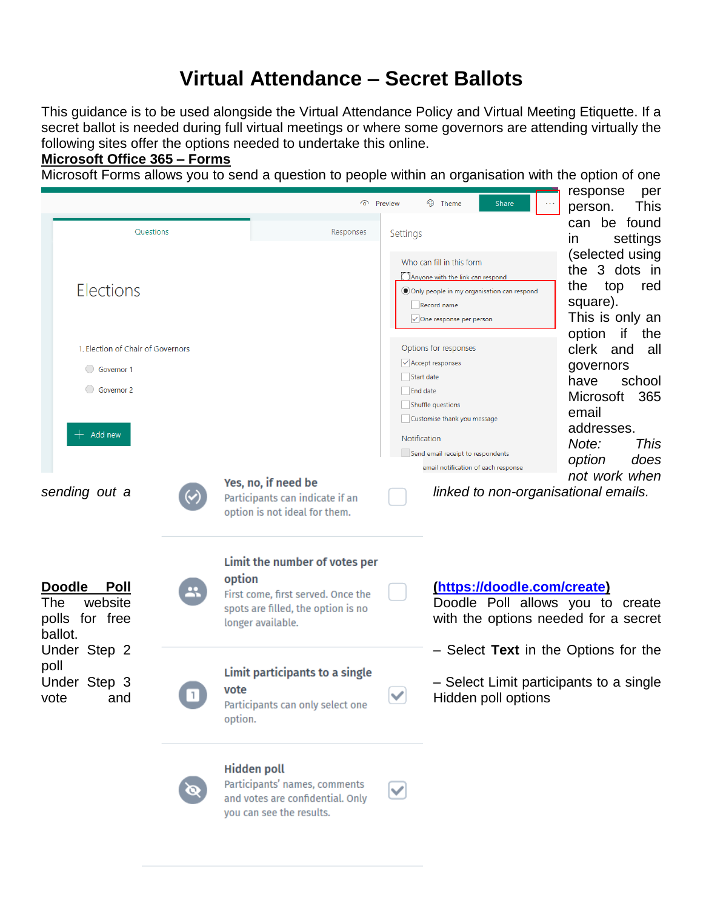# Virtual Attendance – Secret Ballots

This guidance is to be used alongside the Virtual Attendance Policy and Virtual Meeting Etiquette. If a secret ballot is needed during full virtual meetings or where some governors are attending virtually the following sites offer the options needed to undertake this online.

**Microsoft Office 365 – Forms**

Microsoft Forms allows you to send a question to people within an organisation with the option of one response per person. This can be found in settings (selected using the 3 dots in the top red square). This is only an option if the clerk and all governors have school Microsoft 365 email addresses. *Note: This option does not work when sending out a linked to non-organisational emails.*

**Doodle Poll** (https://doodle.com/create)

The website Doodle Poll allows you to create polls for free with the options needed for a secret ballot.

Under Step 2 – Select **Text** in the Options for the poll

Under Step 3 – Select Limit participants to a single vote and Hidden poll options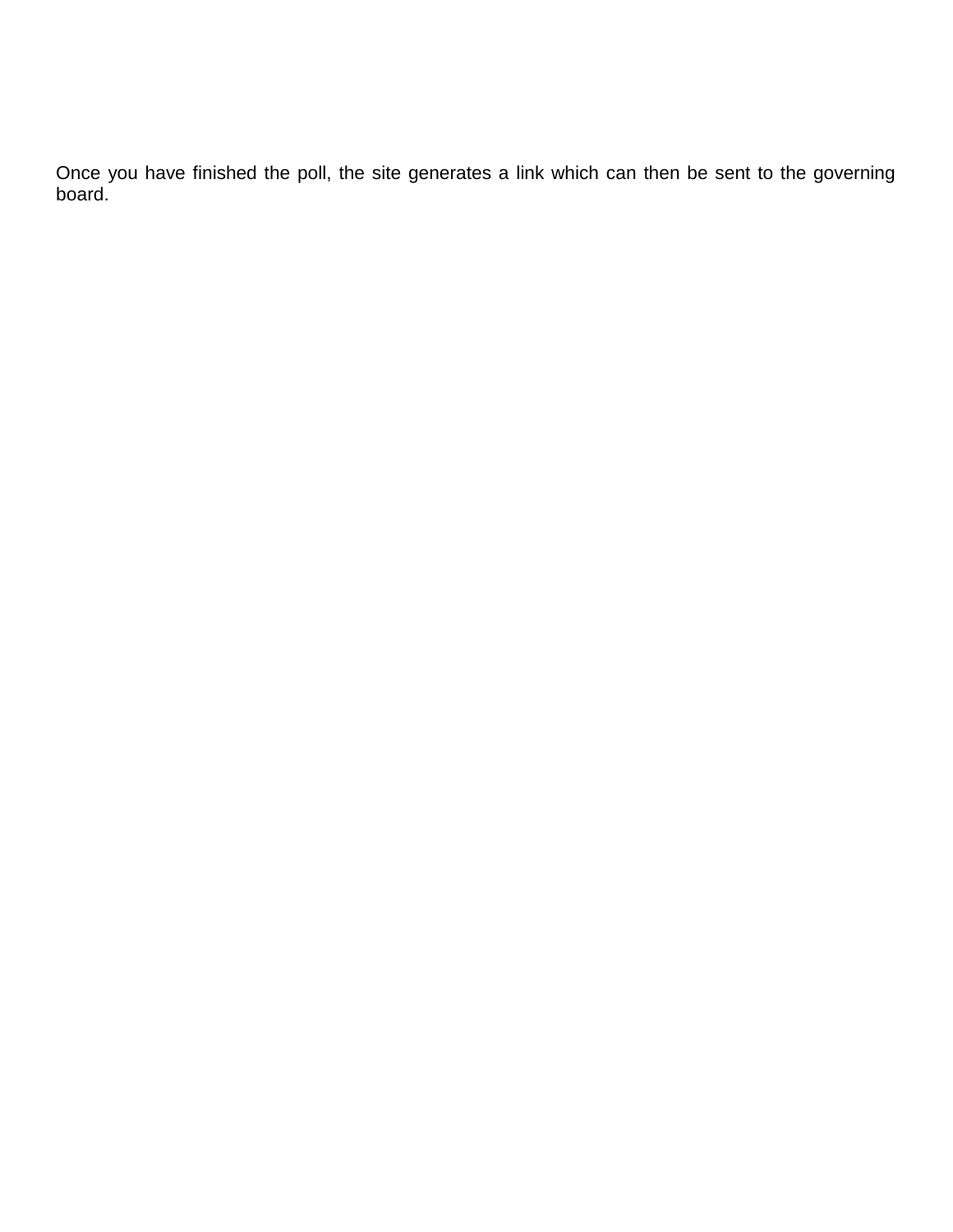Once you have finished the poll, the site generates a link which can then be sent to the governing board.